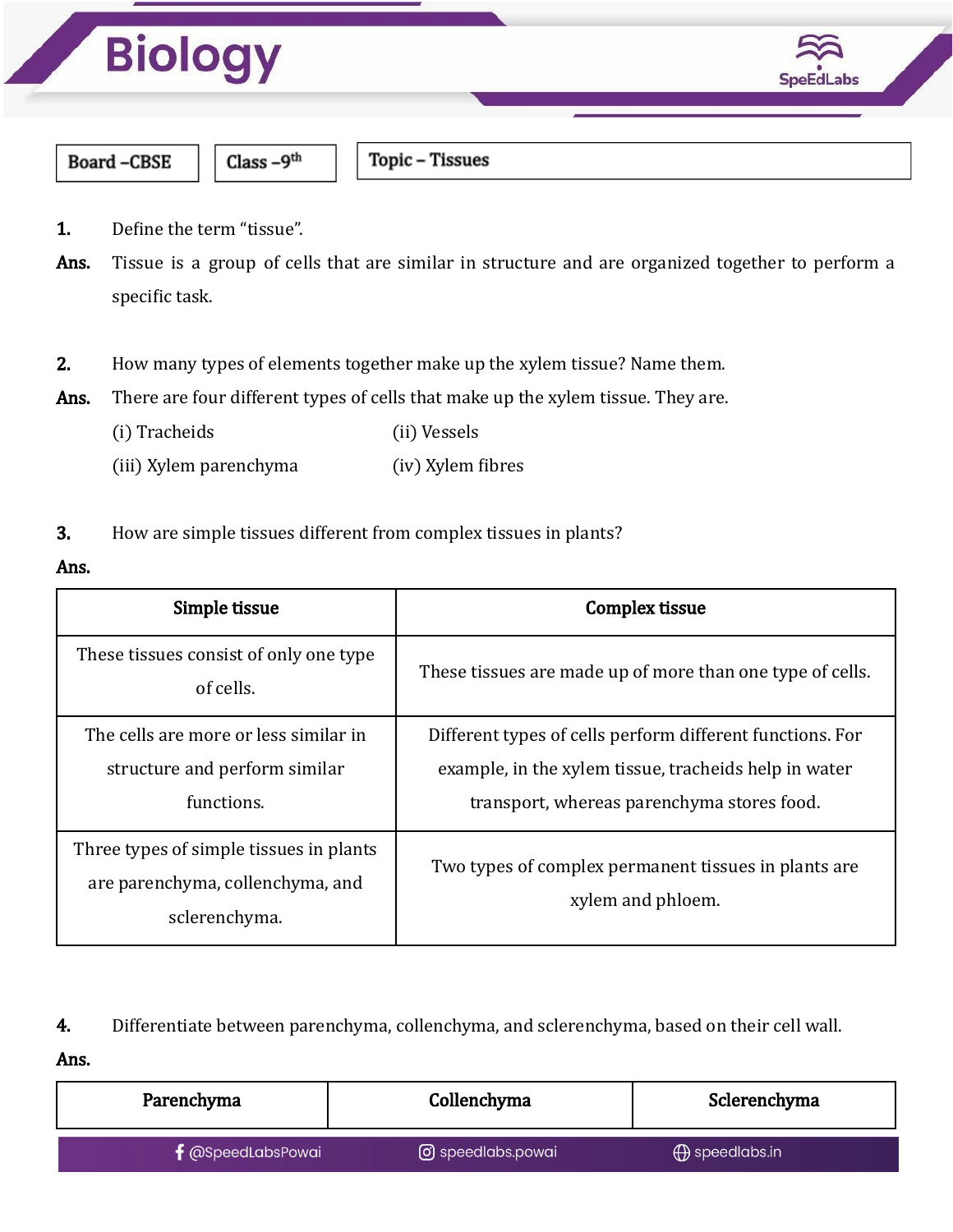# Biology

| Board –CBSE | Class –9th | Topic – Tissues |
|---|---|---|

**1.** Define the term "tissue".

**Ans.** Tissue is a group of cells that are similar in structure and are organized together to perform a specific task.

**2.** How many types of elements together make up the xylem tissue? Name them.

**Ans.** There are four different types of cells that make up the xylem tissue. They are.

(i) Tracheids (ii) Vessels

(iii) Xylem parenchyma (iv) Xylem fibres

**3.** How are simple tissues different from complex tissues in plants?

**Ans.**

| Simple tissue | Complex tissue |
|---|---|
| These tissues consist of only one type of cells. | These tissues are made up of more than one type of cells. |
| The cells are more or less similar in structure and perform similar functions. | Different types of cells perform different functions. For example, in the xylem tissue, tracheids help in water transport, whereas parenchyma stores food. |
| Three types of simple tissues in plants are parenchyma, collenchyma, and sclerenchyma. | Two types of complex permanent tissues in plants are xylem and phloem. |

**4.** Differentiate between parenchyma, collenchyma, and sclerenchyma, based on their cell wall.

**Ans.**

| Parenchyma | Collenchyma | Sclerenchyma |
|---|---|---|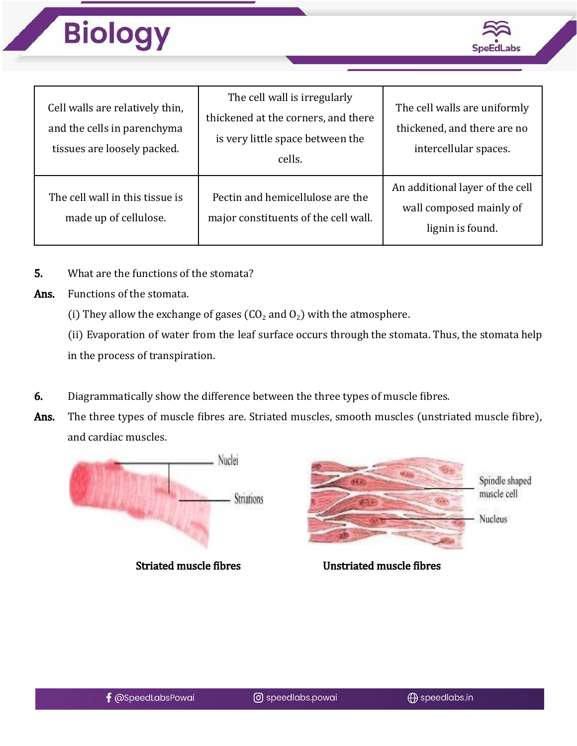| | | |
|---|---|---|
| Cell walls are relatively thin, and the cells in parenchyma tissues are loosely packed. | The cell wall is irregularly thickened at the corners, and there is very little space between the cells. | The cell walls are uniformly thickened, and there are no intercellular spaces. |
| The cell wall in this tissue is made up of cellulose. | Pectin and hemicellulose are the major constituents of the cell wall. | An additional layer of the cell wall composed mainly of lignin is found. |

**5.** What are the functions of the stomata?

**Ans.** Functions of the stomata.

(i) They allow the exchange of gases ($CO_2$ and $O_2$) with the atmosphere.

(ii) Evaporation of water from the leaf surface occurs through the stomata. Thus, the stomata help in the process of transpiration.

**6.** Diagrammatically show the difference between the three types of muscle fibres.

**Ans.** The three types of muscle fibres are. Striated muscles, smooth muscles (unstriated muscle fibre), and cardiac muscles.

Nuclei

Striations

**Striated muscle fibres**

Spindle shaped muscle cell

Nucleus

**Unstriated muscle fibres**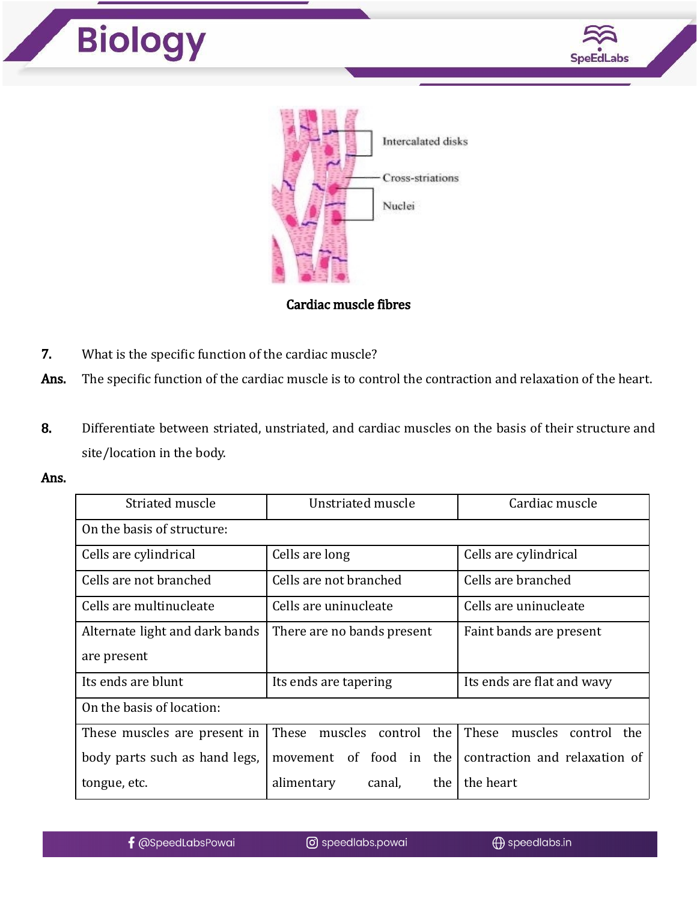Cardiac muscle fibres

**7.** What is the specific function of the cardiac muscle?

**Ans.** The specific function of the cardiac muscle is to control the contraction and relaxation of the heart.

**8.** Differentiate between striated, unstriated, and cardiac muscles on the basis of their structure and site/location in the body.

**Ans.**

| Striated muscle | Unstriated muscle | Cardiac muscle |
|---|---|---|
| On the basis of structure: | | |
| Cells are cylindrical | Cells are long | Cells are cylindrical |
| Cells are not branched | Cells are not branched | Cells are branched |
| Cells are multinucleate | Cells are uninucleate | Cells are uninucleate |
| Alternate light and dark bands are present | There are no bands present | Faint bands are present |
| Its ends are blunt | Its ends are tapering | Its ends are flat and wavy |
| On the basis of location: | | |
| These muscles are present in body parts such as hand legs, tongue, etc. | These muscles control the movement of food in the alimentary canal, the | These muscles control the contraction and relaxation of the heart |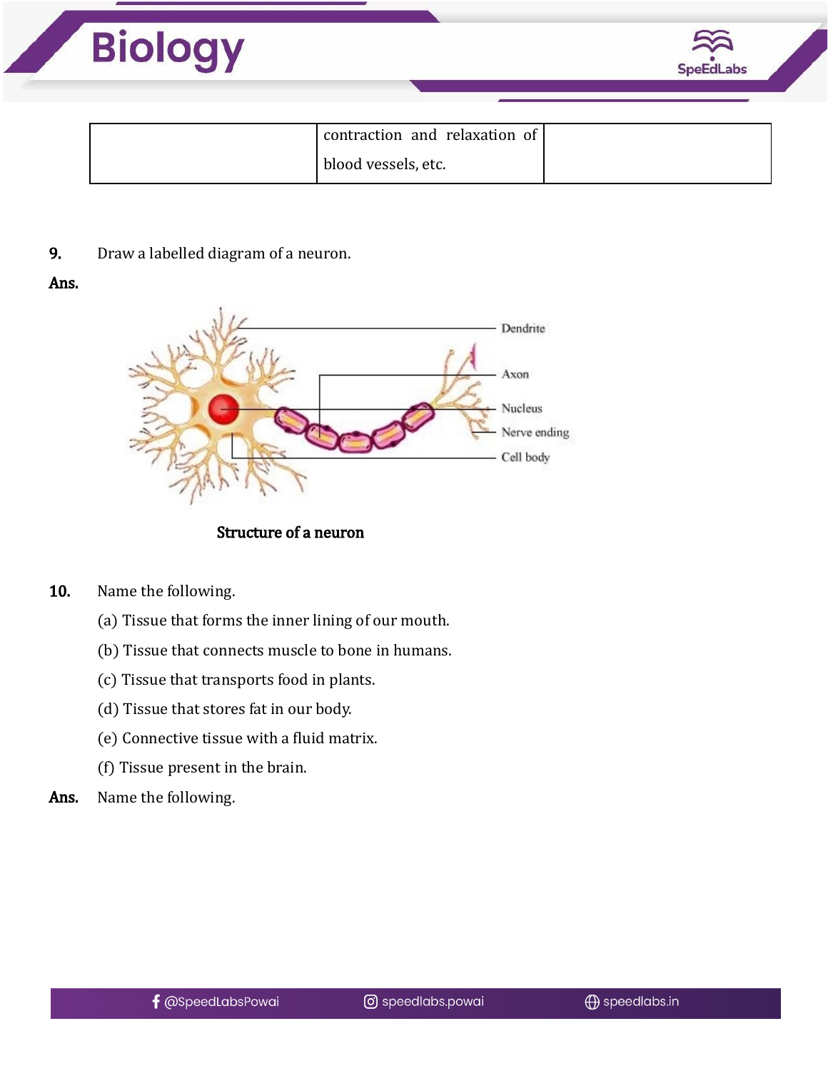| | contraction and relaxation of blood vessels, etc. | |
|---|---|---|

**9.** Draw a labelled diagram of a neuron.

**Ans.**

Dendrite

Axon

Nucleus

Nerve ending

Cell body

**Structure of a neuron**

**10.** Name the following.

(a) Tissue that forms the inner lining of our mouth.

(b) Tissue that connects muscle to bone in humans.

(c) Tissue that transports food in plants.

(d) Tissue that stores fat in our body.

(e) Connective tissue with a fluid matrix.

(f) Tissue present in the brain.

**Ans.** Name the following.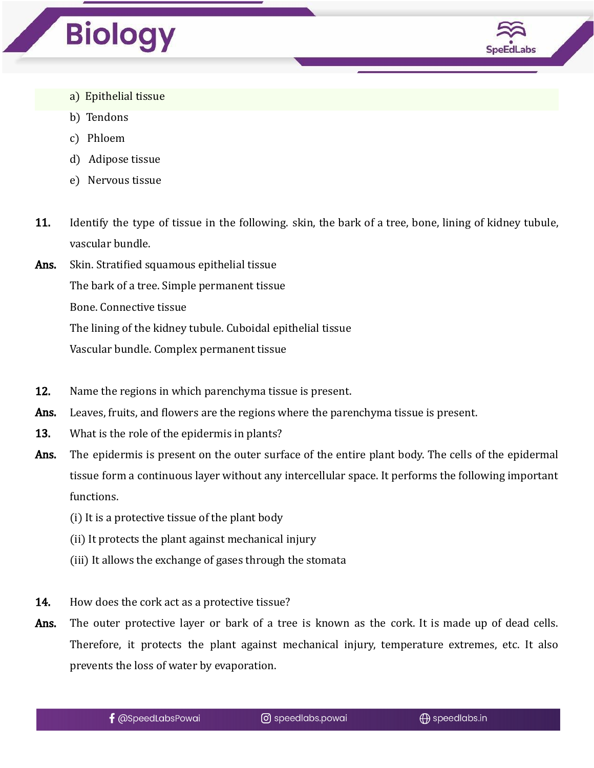a) Epithelial tissue

b) Tendons

c) Phloem

d) Adipose tissue

e) Nervous tissue

**11.** Identify the type of tissue in the following. skin, the bark of a tree, bone, lining of kidney tubule, vascular bundle.

**Ans.** Skin. Stratified squamous epithelial tissue

The bark of a tree. Simple permanent tissue

Bone. Connective tissue

The lining of the kidney tubule. Cuboidal epithelial tissue

Vascular bundle. Complex permanent tissue

**12.** Name the regions in which parenchyma tissue is present.

**Ans.** Leaves, fruits, and flowers are the regions where the parenchyma tissue is present.

**13.** What is the role of the epidermis in plants?

**Ans.** The epidermis is present on the outer surface of the entire plant body. The cells of the epidermal tissue form a continuous layer without any intercellular space. It performs the following important functions.

(i) It is a protective tissue of the plant body

(ii) It protects the plant against mechanical injury

(iii) It allows the exchange of gases through the stomata

**14.** How does the cork act as a protective tissue?

**Ans.** The outer protective layer or bark of a tree is known as the cork. It is made up of dead cells. Therefore, it protects the plant against mechanical injury, temperature extremes, etc. It also prevents the loss of water by evaporation.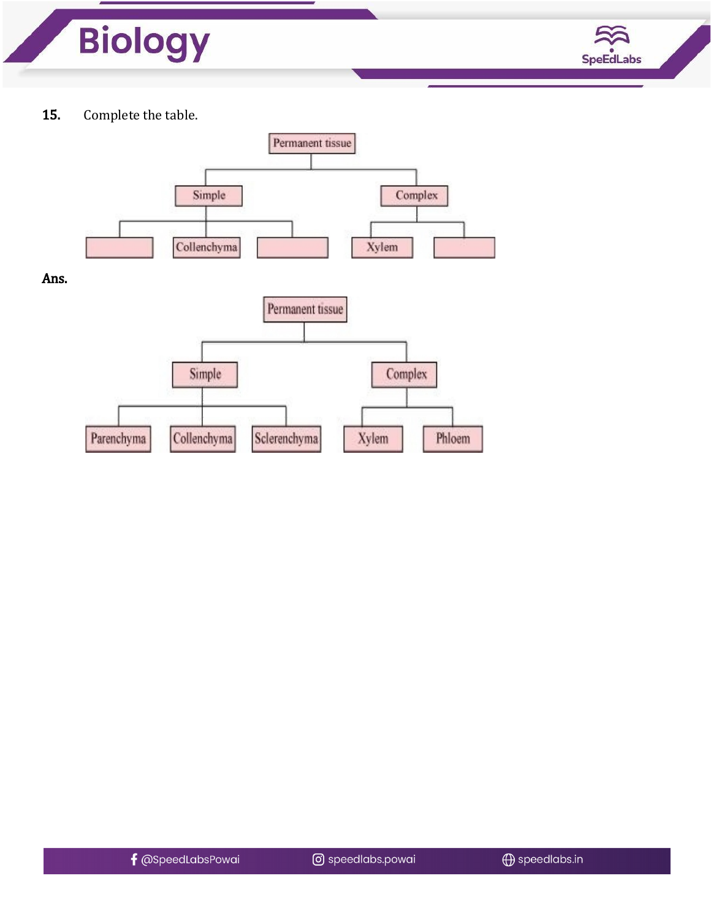**15.** Complete the table.

Permanent tissue

Simple

Complex

Collenchyma

Xylem

**Ans.**

Permanent tissue

Simple

Complex

Parenchyma

Collenchyma

Sclerenchyma

Xylem

Phloem